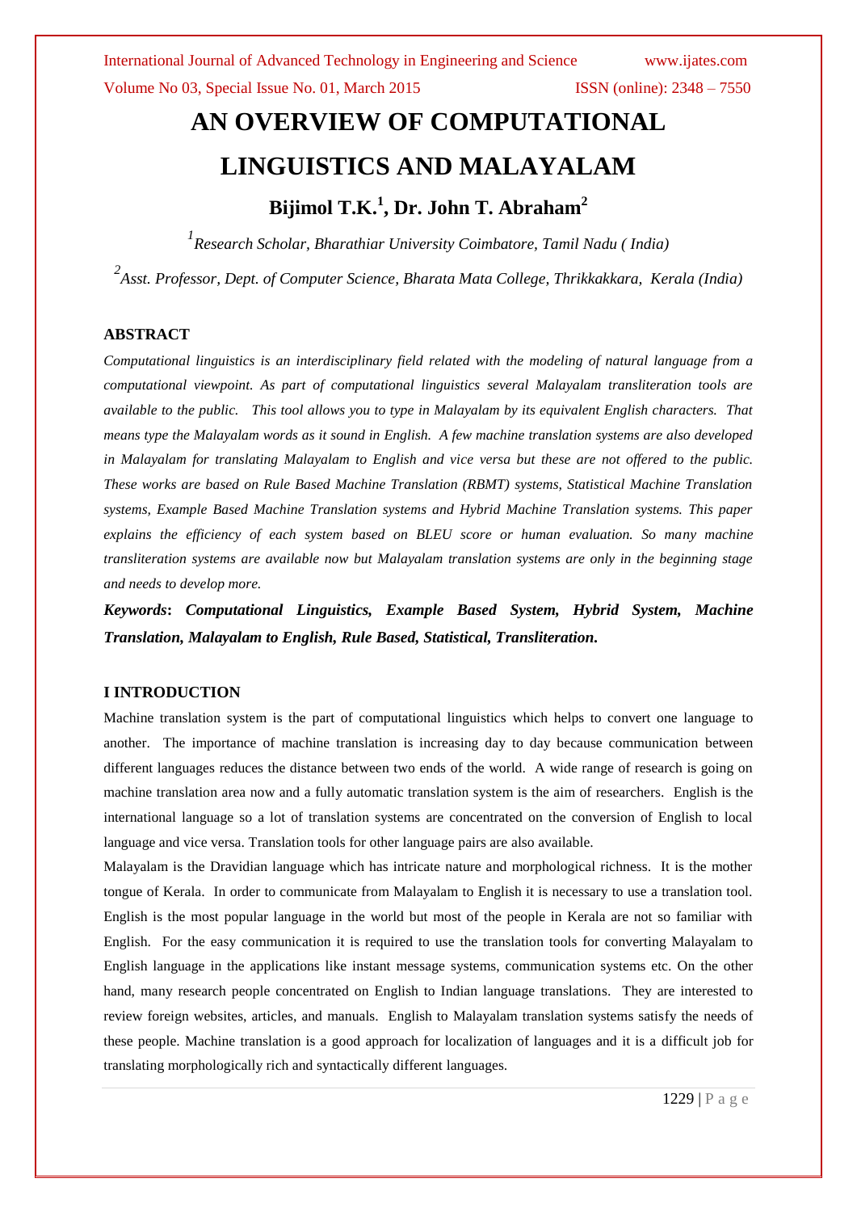# AN OVERVIEW OF COMPUTATIONAL LINGUISTICS AND MALAYALAM

**Bijimol T.K.[1], Dr. John T. Abraham[2]**

*[1]Research Scholar, Bharathiar University Coimbatore, Tamil Nadu ( India)*

*[2]Asst. Professor, Dept. of Computer Science, Bharata Mata College, Thrikkakkara, Kerala (India)*

## ABSTRACT

*Computational linguistics is an interdisciplinary field related with the modeling of natural language from a computational viewpoint. As part of computational linguistics several Malayalam transliteration tools are available to the public. This tool allows you to type in Malayalam by its equivalent English characters. That means type the Malayalam words as it sound in English. A few machine translation systems are also developed in Malayalam for translating Malayalam to English and vice versa but these are not offered to the public. These works are based on Rule Based Machine Translation (RBMT) systems, Statistical Machine Translation systems, Example Based Machine Translation systems and Hybrid Machine Translation systems. This paper explains the efficiency of each system based on BLEU score or human evaluation. So many machine transliteration systems are available now but Malayalam translation systems are only in the beginning stage and needs to develop more.*

***Keywords*: *Computational Linguistics, Example Based System, Hybrid System, Machine Translation, Malayalam to English, Rule Based, Statistical, Transliteration.***

## I INTRODUCTION

Machine translation system is the part of computational linguistics which helps to convert one language to another. The importance of machine translation is increasing day to day because communication between different languages reduces the distance between two ends of the world. A wide range of research is going on machine translation area now and a fully automatic translation system is the aim of researchers. English is the international language so a lot of translation systems are concentrated on the conversion of English to local language and vice versa. Translation tools for other language pairs are also available.

Malayalam is the Dravidian language which has intricate nature and morphological richness. It is the mother tongue of Kerala. In order to communicate from Malayalam to English it is necessary to use a translation tool. English is the most popular language in the world but most of the people in Kerala are not so familiar with English. For the easy communication it is required to use the translation tools for converting Malayalam to English language in the applications like instant message systems, communication systems etc. On the other hand, many research people concentrated on English to Indian language translations. They are interested to review foreign websites, articles, and manuals. English to Malayalam translation systems satisfy the needs of these people. Machine translation is a good approach for localization of languages and it is a difficult job for translating morphologically rich and syntactically different languages.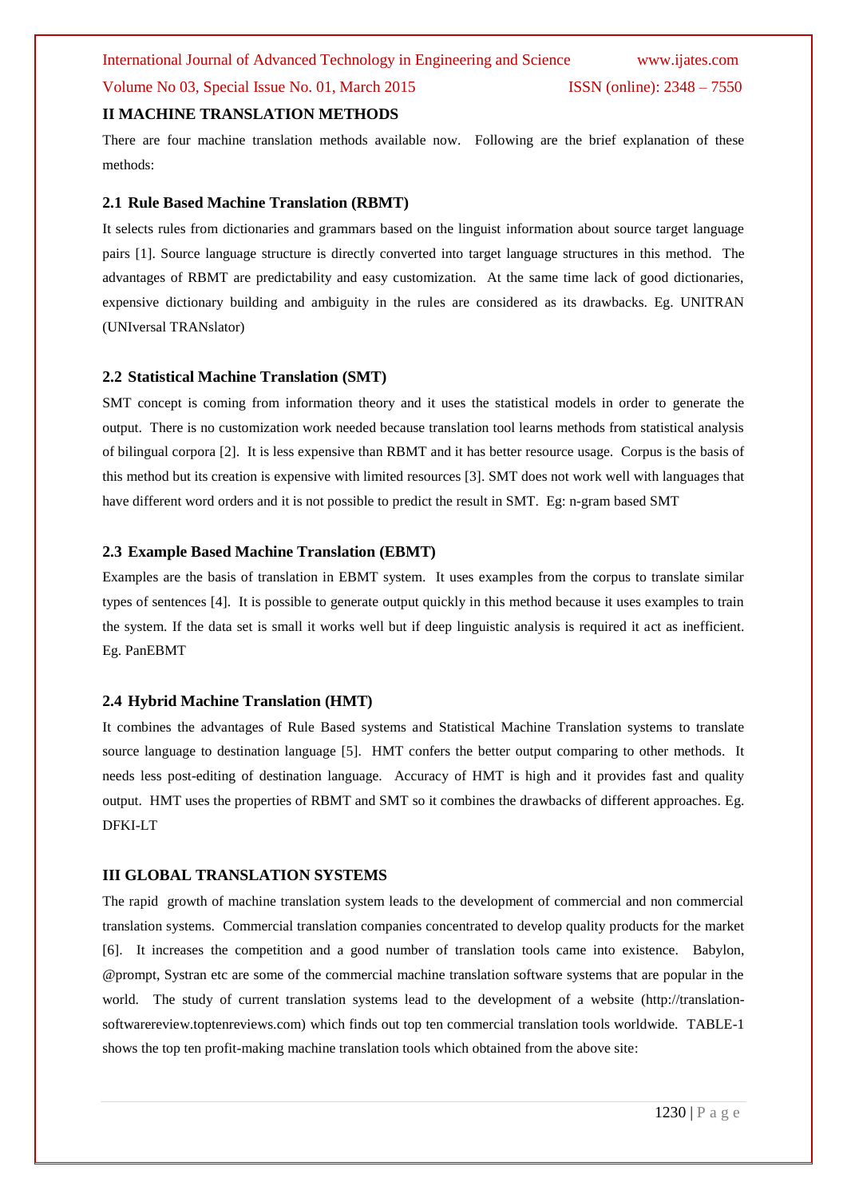## II MACHINE TRANSLATION METHODS

There are four machine translation methods available now. Following are the brief explanation of these methods:

### 2.1 Rule Based Machine Translation (RBMT)

It selects rules from dictionaries and grammars based on the linguist information about source target language pairs [1]. Source language structure is directly converted into target language structures in this method. The advantages of RBMT are predictability and easy customization. At the same time lack of good dictionaries, expensive dictionary building and ambiguity in the rules are considered as its drawbacks. Eg. UNITRAN (UNIversal TRANslator)

### 2.2 Statistical Machine Translation (SMT)

SMT concept is coming from information theory and it uses the statistical models in order to generate the output. There is no customization work needed because translation tool learns methods from statistical analysis of bilingual corpora [2]. It is less expensive than RBMT and it has better resource usage. Corpus is the basis of this method but its creation is expensive with limited resources [3]. SMT does not work well with languages that have different word orders and it is not possible to predict the result in SMT. Eg: n-gram based SMT

### 2.3 Example Based Machine Translation (EBMT)

Examples are the basis of translation in EBMT system. It uses examples from the corpus to translate similar types of sentences [4]. It is possible to generate output quickly in this method because it uses examples to train the system. If the data set is small it works well but if deep linguistic analysis is required it act as inefficient. Eg. PanEBMT

### 2.4 Hybrid Machine Translation (HMT)

It combines the advantages of Rule Based systems and Statistical Machine Translation systems to translate source language to destination language [5]. HMT confers the better output comparing to other methods. It needs less post-editing of destination language. Accuracy of HMT is high and it provides fast and quality output. HMT uses the properties of RBMT and SMT so it combines the drawbacks of different approaches. Eg. DFKI-LT

## III GLOBAL TRANSLATION SYSTEMS

The rapid growth of machine translation system leads to the development of commercial and non commercial translation systems. Commercial translation companies concentrated to develop quality products for the market [6]. It increases the competition and a good number of translation tools came into existence. Babylon, @prompt, Systran etc are some of the commercial machine translation software systems that are popular in the world. The study of current translation systems lead to the development of a website (http://translation-softwarereview.toptenreviews.com) which finds out top ten commercial translation tools worldwide. TABLE-1 shows the top ten profit-making machine translation tools which obtained from the above site: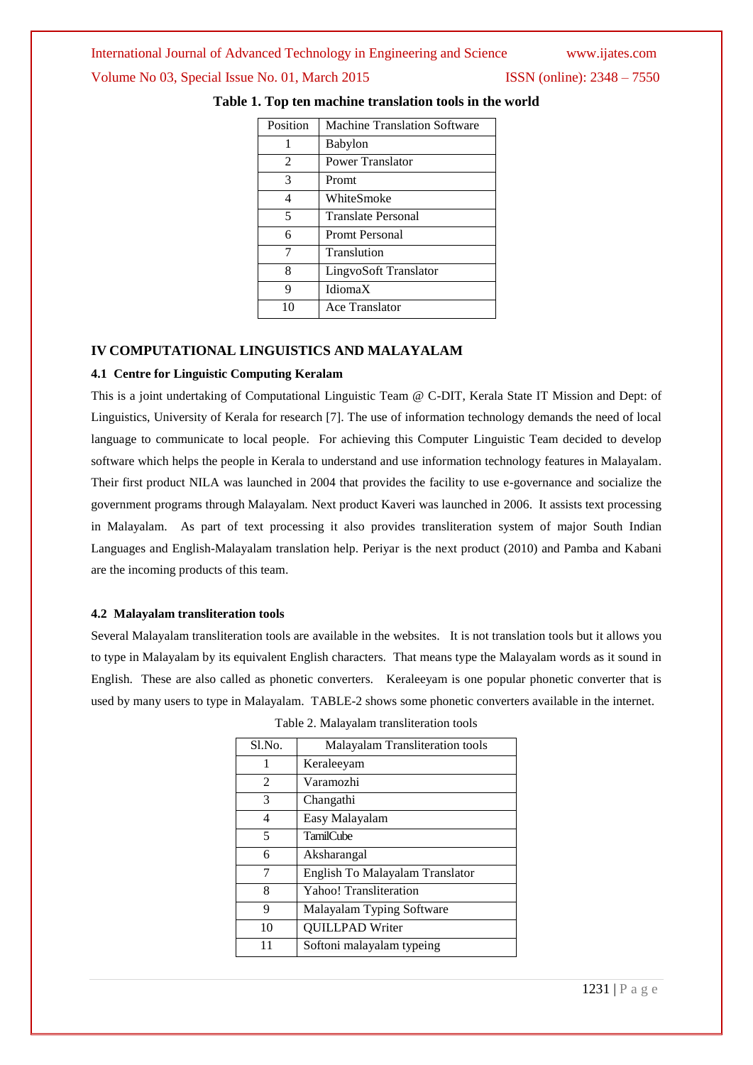**Table 1. Top ten machine translation tools in the world**

| Position | Machine Translation Software |
|---|---|
| 1 | Babylon |
| 2 | Power Translator |
| 3 | Promt |
| 4 | WhiteSmoke |
| 5 | Translate Personal |
| 6 | Promt Personal |
| 7 | Translution |
| 8 | LingvoSoft Translator |
| 9 | IdiomaX |
| 10 | Ace Translator |

## IV COMPUTATIONAL LINGUISTICS AND MALAYALAM

### 4.1 Centre for Linguistic Computing Keralam

This is a joint undertaking of Computational Linguistic Team @ C-DIT, Kerala State IT Mission and Dept: of Linguistics, University of Kerala for research [7]. The use of information technology demands the need of local language to communicate to local people. For achieving this Computer Linguistic Team decided to develop software which helps the people in Kerala to understand and use information technology features in Malayalam. Their first product NILA was launched in 2004 that provides the facility to use e-governance and socialize the government programs through Malayalam. Next product Kaveri was launched in 2006. It assists text processing in Malayalam. As part of text processing it also provides transliteration system of major South Indian Languages and English-Malayalam translation help. Periyar is the next product (2010) and Pamba and Kabani are the incoming products of this team.

### 4.2 Malayalam transliteration tools

Several Malayalam transliteration tools are available in the websites. It is not translation tools but it allows you to type in Malayalam by its equivalent English characters. That means type the Malayalam words as it sound in English. These are also called as phonetic converters. Keraleeyam is one popular phonetic converter that is used by many users to type in Malayalam. TABLE-2 shows some phonetic converters available in the internet.

Table 2. Malayalam transliteration tools

| Sl.No. | Malayalam Transliteration tools |
|---|---|
| 1 | Keraleeyam |
| 2 | Varamozhi |
| 3 | Changathi |
| 4 | Easy Malayalam |
| 5 | TamilCube |
| 6 | Aksharangal |
| 7 | English To Malayalam Translator |
| 8 | Yahoo! Transliteration |
| 9 | Malayalam Typing Software |
| 10 | QUILLPAD Writer |
| 11 | Softoni malayalam typeing |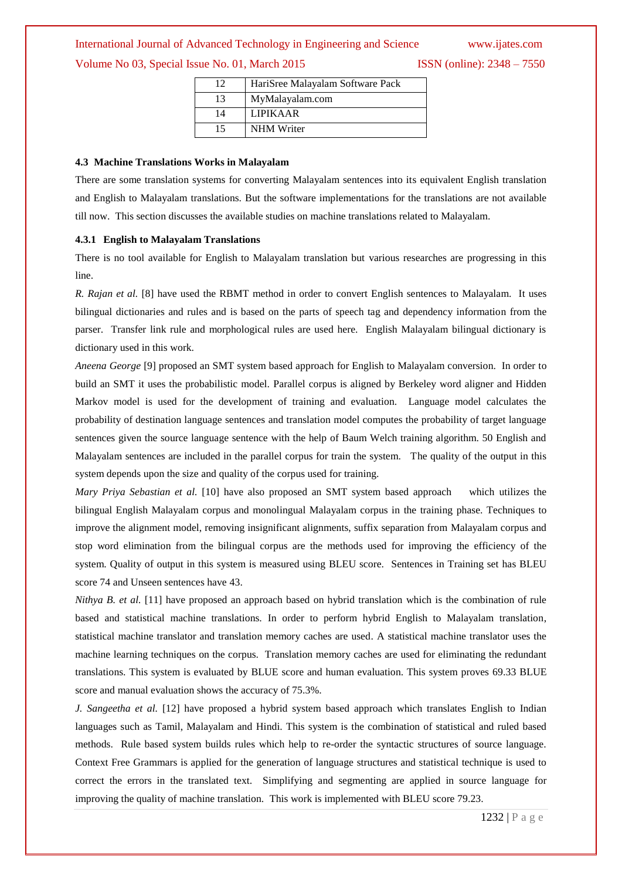| 12 | HariSree Malayalam Software Pack |
|---|---|
| 13 | MyMalayalam.com |
| 14 | LIPIKAAR |
| 15 | NHM Writer |

### 4.3 Machine Translations Works in Malayalam

There are some translation systems for converting Malayalam sentences into its equivalent English translation and English to Malayalam translations. But the software implementations for the translations are not available till now. This section discusses the available studies on machine translations related to Malayalam.

#### 4.3.1 English to Malayalam Translations

There is no tool available for English to Malayalam translation but various researches are progressing in this line.

*R. Rajan et al.* [8] have used the RBMT method in order to convert English sentences to Malayalam. It uses bilingual dictionaries and rules and is based on the parts of speech tag and dependency information from the parser. Transfer link rule and morphological rules are used here. English Malayalam bilingual dictionary is dictionary used in this work.

*Aneena George* [9] proposed an SMT system based approach for English to Malayalam conversion. In order to build an SMT it uses the probabilistic model. Parallel corpus is aligned by Berkeley word aligner and Hidden Markov model is used for the development of training and evaluation. Language model calculates the probability of destination language sentences and translation model computes the probability of target language sentences given the source language sentence with the help of Baum Welch training algorithm. 50 English and Malayalam sentences are included in the parallel corpus for train the system. The quality of the output in this system depends upon the size and quality of the corpus used for training.

*Mary Priya Sebastian et al.* [10] have also proposed an SMT system based approach which utilizes the bilingual English Malayalam corpus and monolingual Malayalam corpus in the training phase. Techniques to improve the alignment model, removing insignificant alignments, suffix separation from Malayalam corpus and stop word elimination from the bilingual corpus are the methods used for improving the efficiency of the system. Quality of output in this system is measured using BLEU score. Sentences in Training set has BLEU score 74 and Unseen sentences have 43.

*Nithya B. et al.* [11] have proposed an approach based on hybrid translation which is the combination of rule based and statistical machine translations. In order to perform hybrid English to Malayalam translation, statistical machine translator and translation memory caches are used. A statistical machine translator uses the machine learning techniques on the corpus. Translation memory caches are used for eliminating the redundant translations. This system is evaluated by BLUE score and human evaluation. This system proves 69.33 BLUE score and manual evaluation shows the accuracy of 75.3%.

*J. Sangeetha et al.* [12] have proposed a hybrid system based approach which translates English to Indian languages such as Tamil, Malayalam and Hindi. This system is the combination of statistical and ruled based methods. Rule based system builds rules which help to re-order the syntactic structures of source language. Context Free Grammars is applied for the generation of language structures and statistical technique is used to correct the errors in the translated text. Simplifying and segmenting are applied in source language for improving the quality of machine translation. This work is implemented with BLEU score 79.23.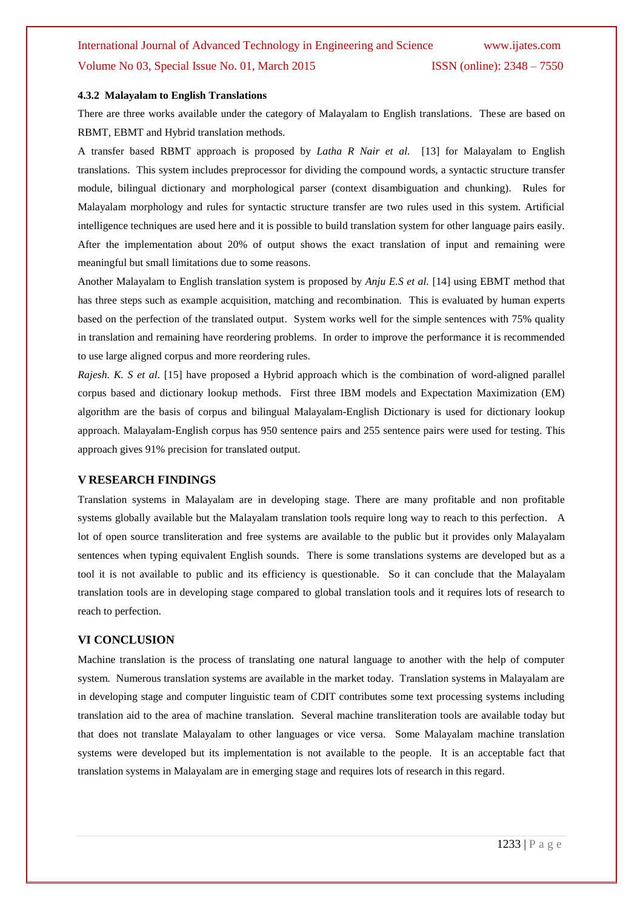#### 4.3.2 Malayalam to English Translations

There are three works available under the category of Malayalam to English translations. These are based on RBMT, EBMT and Hybrid translation methods.

A transfer based RBMT approach is proposed by *Latha R Nair et al.* [13] for Malayalam to English translations. This system includes preprocessor for dividing the compound words, a syntactic structure transfer module, bilingual dictionary and morphological parser (context disambiguation and chunking). Rules for Malayalam morphology and rules for syntactic structure transfer are two rules used in this system. Artificial intelligence techniques are used here and it is possible to build translation system for other language pairs easily. After the implementation about 20% of output shows the exact translation of input and remaining were meaningful but small limitations due to some reasons.

Another Malayalam to English translation system is proposed by *Anju E.S et al.* [14] using EBMT method that has three steps such as example acquisition, matching and recombination. This is evaluated by human experts based on the perfection of the translated output. System works well for the simple sentences with 75% quality in translation and remaining have reordering problems. In order to improve the performance it is recommended to use large aligned corpus and more reordering rules.

*Rajesh. K. S et al*. [15] have proposed a Hybrid approach which is the combination of word-aligned parallel corpus based and dictionary lookup methods. First three IBM models and Expectation Maximization (EM) algorithm are the basis of corpus and bilingual Malayalam-English Dictionary is used for dictionary lookup approach. Malayalam-English corpus has 950 sentence pairs and 255 sentence pairs were used for testing. This approach gives 91% precision for translated output.

## V RESEARCH FINDINGS

Translation systems in Malayalam are in developing stage. There are many profitable and non profitable systems globally available but the Malayalam translation tools require long way to reach to this perfection. A lot of open source transliteration and free systems are available to the public but it provides only Malayalam sentences when typing equivalent English sounds. There is some translations systems are developed but as a tool it is not available to public and its efficiency is questionable. So it can conclude that the Malayalam translation tools are in developing stage compared to global translation tools and it requires lots of research to reach to perfection.

## VI CONCLUSION

Machine translation is the process of translating one natural language to another with the help of computer system. Numerous translation systems are available in the market today. Translation systems in Malayalam are in developing stage and computer linguistic team of CDIT contributes some text processing systems including translation aid to the area of machine translation. Several machine transliteration tools are available today but that does not translate Malayalam to other languages or vice versa. Some Malayalam machine translation systems were developed but its implementation is not available to the people. It is an acceptable fact that translation systems in Malayalam are in emerging stage and requires lots of research in this regard.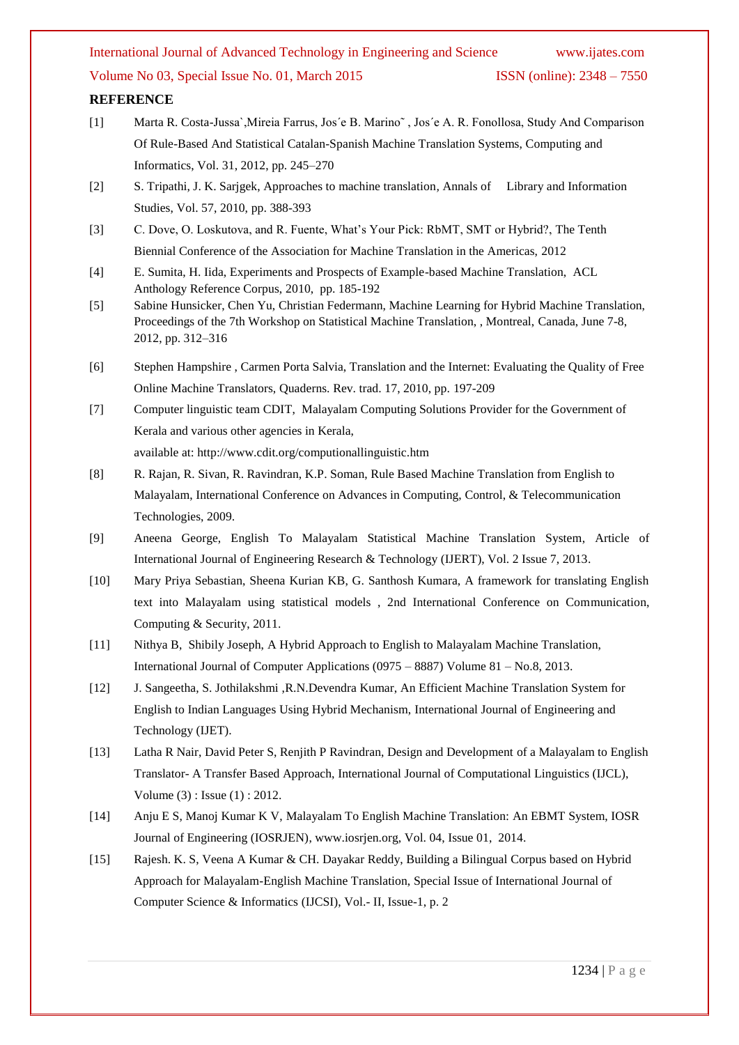## REFERENCE

[1] Marta R. Costa-Jussa`,Mireia Farrus, Jos´e B. Marino˜ , Jos´e A. R. Fonollosa, Study And Comparison Of Rule-Based And Statistical Catalan-Spanish Machine Translation Systems, Computing and Informatics, Vol. 31, 2012, pp. 245–270

[2] S. Tripathi, J. K. Sarjgek, Approaches to machine translation, Annals of Library and Information Studies, Vol. 57, 2010, pp. 388-393

[3] C. Dove, O. Loskutova, and R. Fuente, What's Your Pick: RbMT, SMT or Hybrid?, The Tenth Biennial Conference of the Association for Machine Translation in the Americas, 2012

[4] E. Sumita, H. Iida, Experiments and Prospects of Example-based Machine Translation, ACL Anthology Reference Corpus, 2010, pp. 185-192

[5] Sabine Hunsicker, Chen Yu, Christian Federmann, Machine Learning for Hybrid Machine Translation, Proceedings of the 7th Workshop on Statistical Machine Translation, , Montreal, Canada, June 7-8, 2012, pp. 312–316

[6] Stephen Hampshire , Carmen Porta Salvia, Translation and the Internet: Evaluating the Quality of Free Online Machine Translators, Quaderns. Rev. trad. 17, 2010, pp. 197-209

[7] Computer linguistic team CDIT, Malayalam Computing Solutions Provider for the Government of Kerala and various other agencies in Kerala,
available at: http://www.cdit.org/computionallinguistic.htm

[8] R. Rajan, R. Sivan, R. Ravindran, K.P. Soman, Rule Based Machine Translation from English to Malayalam, International Conference on Advances in Computing, Control, & Telecommunication Technologies, 2009.

[9] Aneena George, English To Malayalam Statistical Machine Translation System, Article of International Journal of Engineering Research & Technology (IJERT), Vol. 2 Issue 7, 2013.

[10] Mary Priya Sebastian, Sheena Kurian KB, G. Santhosh Kumara, A framework for translating English text into Malayalam using statistical models , 2nd International Conference on Communication, Computing & Security, 2011.

[11] Nithya B, Shibily Joseph, A Hybrid Approach to English to Malayalam Machine Translation, International Journal of Computer Applications (0975 – 8887) Volume 81 – No.8, 2013.

[12] J. Sangeetha, S. Jothilakshmi ,R.N.Devendra Kumar, An Efficient Machine Translation System for English to Indian Languages Using Hybrid Mechanism, International Journal of Engineering and Technology (IJET).

[13] Latha R Nair, David Peter S, Renjith P Ravindran, Design and Development of a Malayalam to English Translator- A Transfer Based Approach, International Journal of Computational Linguistics (IJCL), Volume (3) : Issue (1) : 2012.

[14] Anju E S, Manoj Kumar K V, Malayalam To English Machine Translation: An EBMT System, IOSR Journal of Engineering (IOSRJEN), www.iosrjen.org, Vol. 04, Issue 01, 2014.

[15] Rajesh. K. S, Veena A Kumar & CH. Dayakar Reddy, Building a Bilingual Corpus based on Hybrid Approach for Malayalam-English Machine Translation, Special Issue of International Journal of Computer Science & Informatics (IJCSI), Vol.- II, Issue-1, p. 2